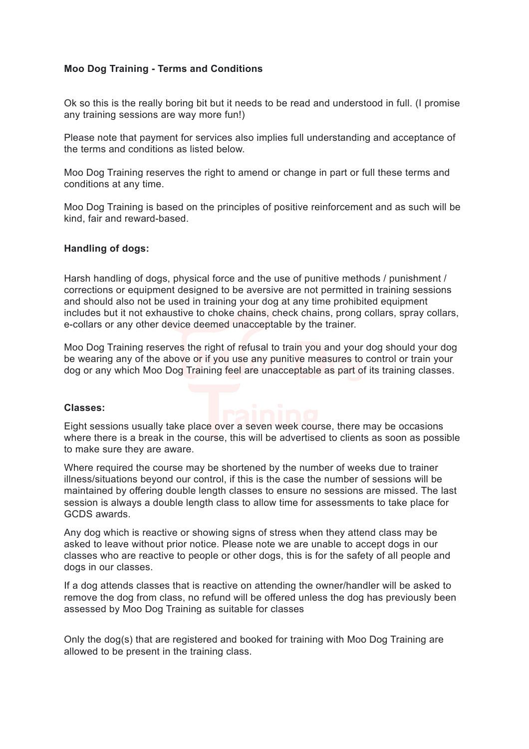**Moo Dog Training - Terms and Conditions**

Ok so this is the really boring bit but it needs to be read and understood in full. (I promise any training sessions are way more fun!)

Please note that payment for services also implies full understanding and acceptance of the terms and conditions as listed below.

Moo Dog Training reserves the right to amend or change in part or full these terms and conditions at any time.

Moo Dog Training is based on the principles of positive reinforcement and as such will be kind, fair and reward-based.

**Handling of dogs:**

Harsh handling of dogs, physical force and the use of punitive methods / punishment / corrections or equipment designed to be aversive are not permitted in training sessions and should also not be used in training your dog at any time prohibited equipment includes but it not exhaustive to choke chains, check chains, prong collars, spray collars, e-collars or any other device deemed unacceptable by the trainer.

Moo Dog Training reserves the right of refusal to train you and your dog should your dog be wearing any of the above or if you use any punitive measures to control or train your dog or any which Moo Dog Training feel are unacceptable as part of its training classes.

**Classes:**

Eight sessions usually take place over a seven week course, there may be occasions where there is a break in the course, this will be advertised to clients as soon as possible to make sure they are aware.

Where required the course may be shortened by the number of weeks due to trainer illness/situations beyond our control, if this is the case the number of sessions will be maintained by offering double length classes to ensure no sessions are missed. The last session is always a double length class to allow time for assessments to take place for GCDS awards.

Any dog which is reactive or showing signs of stress when they attend class may be asked to leave without prior notice. Please note we are unable to accept dogs in our classes who are reactive to people or other dogs, this is for the safety of all people and dogs in our classes.

If a dog attends classes that is reactive on attending the owner/handler will be asked to remove the dog from class, no refund will be offered unless the dog has previously been assessed by Moo Dog Training as suitable for classes

Only the dog(s) that are registered and booked for training with Moo Dog Training are allowed to be present in the training class.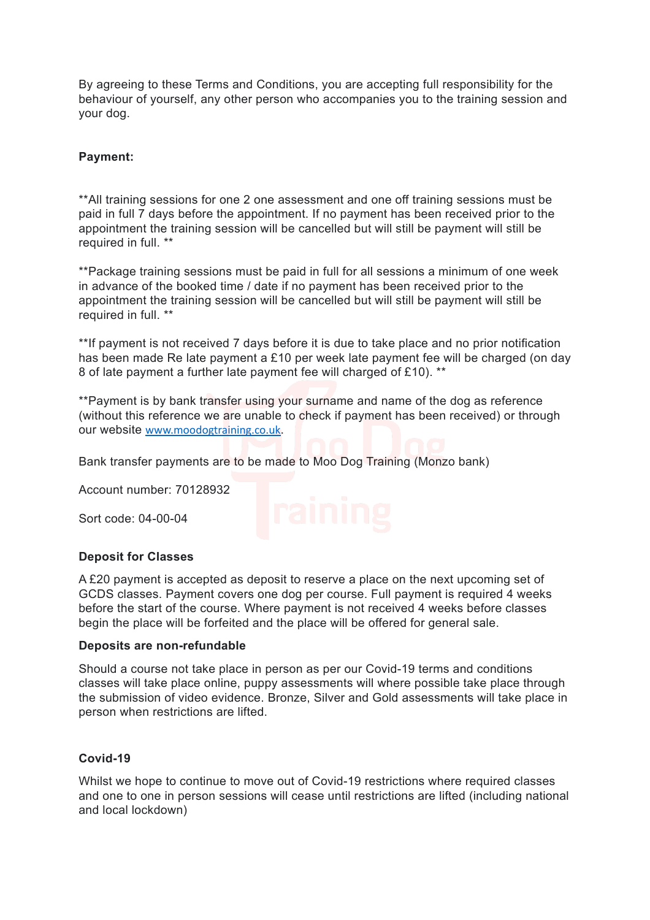By agreeing to these Terms and Conditions, you are accepting full responsibility for the behaviour of yourself, any other person who accompanies you to the training session and your dog.

**Payment:**

**All training sessions for one 2 one assessment and one off training sessions must be paid in full 7 days before the appointment. If no payment has been received prior to the appointment the training session will be cancelled but will still be payment will still be required in full.**

**Package training sessions must be paid in full for all sessions a minimum of one week in advance of the booked time / date if no payment has been received prior to the appointment the training session will be cancelled but will still be payment will still be required in full.**

**If payment is not received 7 days before it is due to take place and no prior notification has been made Re late payment a £10 per week late payment fee will be charged (on day 8 of late payment a further late payment fee will charged of £10).**

**Payment is by bank transfer using your surname and name of the dog as reference (without this reference we are unable to check if payment has been received) or through our website [www.moodogtraining.co.uk](http://www.moodogtraining.co.uk).**

Bank transfer payments are to be made to Moo Dog Training (Monzo bank)

Account number: 70128932

Sort code: 04-00-04

**Deposit for Classes**

A £20 payment is accepted as deposit to reserve a place on the next upcoming set of GCDS classes. Payment covers one dog per course. Full payment is required 4 weeks before the start of the course. Where payment is not received 4 weeks before classes begin the place will be forfeited and the place will be offered for general sale.

**Deposits are non-refundable**

Should a course not take place in person as per our Covid-19 terms and conditions classes will take place online, puppy assessments will where possible take place through the submission of video evidence. Bronze, Silver and Gold assessments will take place in person when restrictions are lifted.

**Covid-19**

Whilst we hope to continue to move out of Covid-19 restrictions where required classes and one to one in person sessions will cease until restrictions are lifted (including national and local lockdown)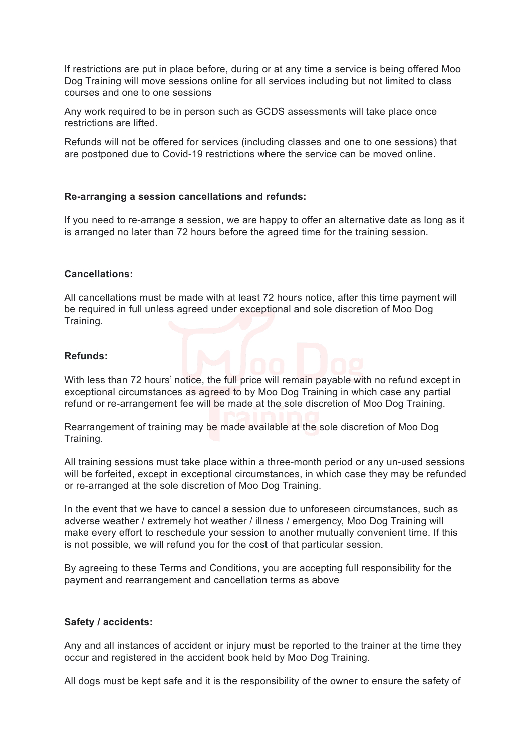If restrictions are put in place before, during or at any time a service is being offered Moo Dog Training will move sessions online for all services including but not limited to class courses and one to one sessions

Any work required to be in person such as GCDS assessments will take place once restrictions are lifted.

Refunds will not be offered for services (including classes and one to one sessions) that are postponed due to Covid-19 restrictions where the service can be moved online.

**Re-arranging a session cancellations and refunds:**

If you need to re-arrange a session, we are happy to offer an alternative date as long as it is arranged no later than 72 hours before the agreed time for the training session.

**Cancellations:**

All cancellations must be made with at least 72 hours notice, after this time payment will be required in full unless agreed under exceptional and sole discretion of Moo Dog Training.

**Refunds:**

With less than 72 hours' notice, the full price will remain payable with no refund except in exceptional circumstances as agreed to by Moo Dog Training in which case any partial refund or re-arrangement fee will be made at the sole discretion of Moo Dog Training.

Rearrangement of training may be made available at the sole discretion of Moo Dog Training.

All training sessions must take place within a three-month period or any un-used sessions will be forfeited, except in exceptional circumstances, in which case they may be refunded or re-arranged at the sole discretion of Moo Dog Training.

In the event that we have to cancel a session due to unforeseen circumstances, such as adverse weather / extremely hot weather / illness / emergency, Moo Dog Training will make every effort to reschedule your session to another mutually convenient time. If this is not possible, we will refund you for the cost of that particular session.

By agreeing to these Terms and Conditions, you are accepting full responsibility for the payment and rearrangement and cancellation terms as above

**Safety / accidents:**

Any and all instances of accident or injury must be reported to the trainer at the time they occur and registered in the accident book held by Moo Dog Training.

All dogs must be kept safe and it is the responsibility of the owner to ensure the safety of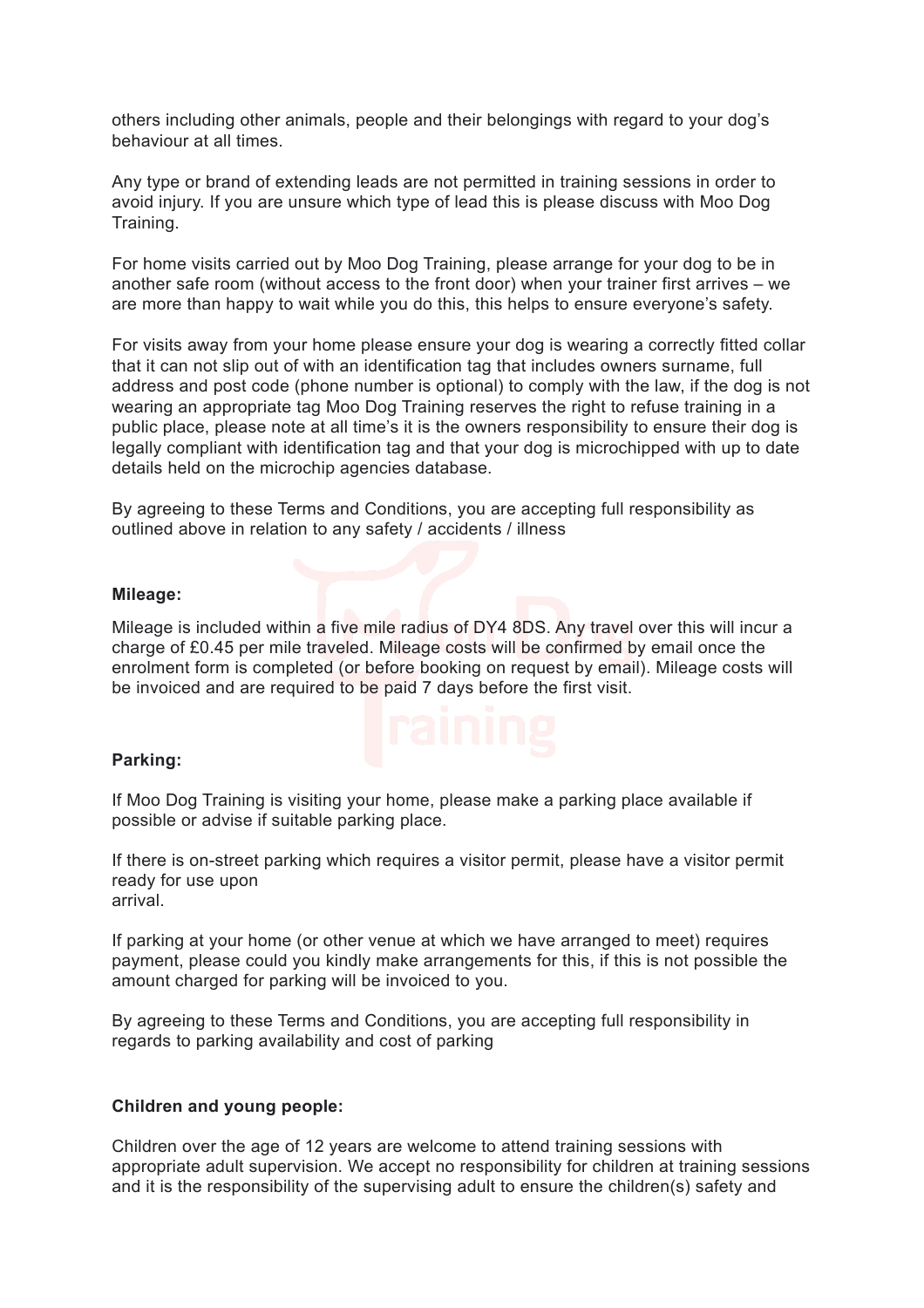others including other animals, people and their belongings with regard to your dog's behaviour at all times.

Any type or brand of extending leads are not permitted in training sessions in order to avoid injury. If you are unsure which type of lead this is please discuss with Moo Dog Training.

For home visits carried out by Moo Dog Training, please arrange for your dog to be in another safe room (without access to the front door) when your trainer first arrives – we are more than happy to wait while you do this, this helps to ensure everyone's safety.

For visits away from your home please ensure your dog is wearing a correctly fitted collar that it can not slip out of with an identification tag that includes owners surname, full address and post code (phone number is optional) to comply with the law, if the dog is not wearing an appropriate tag Moo Dog Training reserves the right to refuse training in a public place, please note at all time's it is the owners responsibility to ensure their dog is legally compliant with identification tag and that your dog is microchipped with up to date details held on the microchip agencies database.

By agreeing to these Terms and Conditions, you are accepting full responsibility as outlined above in relation to any safety / accidents / illness

**Mileage:**

Mileage is included within a five mile radius of DY4 8DS. Any travel over this will incur a charge of £0.45 per mile traveled. Mileage costs will be confirmed by email once the enrolment form is completed (or before booking on request by email). Mileage costs will be invoiced and are required to be paid 7 days before the first visit.

**Parking:**

If Moo Dog Training is visiting your home, please make a parking place available if possible or advise if suitable parking place.

If there is on-street parking which requires a visitor permit, please have a visitor permit ready for use upon arrival.

If parking at your home (or other venue at which we have arranged to meet) requires payment, please could you kindly make arrangements for this, if this is not possible the amount charged for parking will be invoiced to you.

By agreeing to these Terms and Conditions, you are accepting full responsibility in regards to parking availability and cost of parking

**Children and young people:**

Children over the age of 12 years are welcome to attend training sessions with appropriate adult supervision. We accept no responsibility for children at training sessions and it is the responsibility of the supervising adult to ensure the children(s) safety and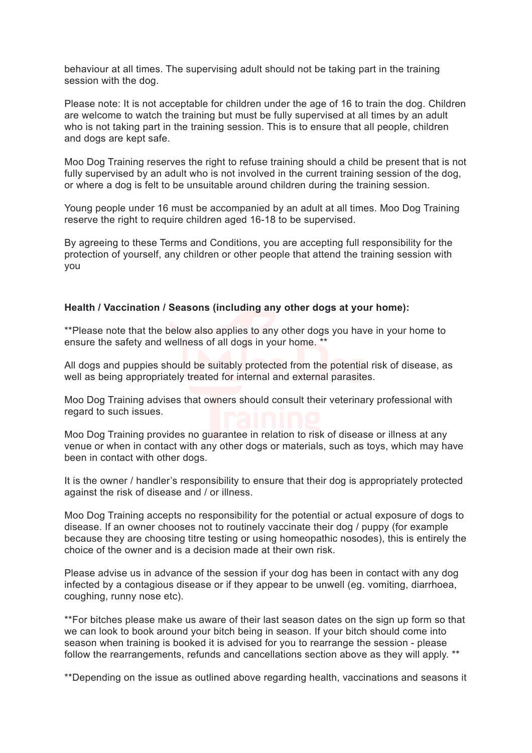behaviour at all times. The supervising adult should not be taking part in the training session with the dog.

Please note: It is not acceptable for children under the age of 16 to train the dog. Children are welcome to watch the training but must be fully supervised at all times by an adult who is not taking part in the training session. This is to ensure that all people, children and dogs are kept safe.

Moo Dog Training reserves the right to refuse training should a child be present that is not fully supervised by an adult who is not involved in the current training session of the dog, or where a dog is felt to be unsuitable around children during the training session.

Young people under 16 must be accompanied by an adult at all times. Moo Dog Training reserve the right to require children aged 16-18 to be supervised.

By agreeing to these Terms and Conditions, you are accepting full responsibility for the protection of yourself, any children or other people that attend the training session with you

**Health / Vaccination / Seasons (including any other dogs at your home):**

**Please note that the below also applies to any other dogs you have in your home to ensure the safety and wellness of all dogs in your home. **

All dogs and puppies should be suitably protected from the potential risk of disease, as well as being appropriately treated for internal and external parasites.

Moo Dog Training advises that owners should consult their veterinary professional with regard to such issues.

Moo Dog Training provides no guarantee in relation to risk of disease or illness at any venue or when in contact with any other dogs or materials, such as toys, which may have been in contact with other dogs.

It is the owner / handler's responsibility to ensure that their dog is appropriately protected against the risk of disease and / or illness.

Moo Dog Training accepts no responsibility for the potential or actual exposure of dogs to disease. If an owner chooses not to routinely vaccinate their dog / puppy (for example because they are choosing titre testing or using homeopathic nosodes), this is entirely the choice of the owner and is a decision made at their own risk.

Please advise us in advance of the session if your dog has been in contact with any dog infected by a contagious disease or if they appear to be unwell (eg. vomiting, diarrhoea, coughing, runny nose etc).

**For bitches please make us aware of their last season dates on the sign up form so that we can look to book around your bitch being in season. If your bitch should come into season when training is booked it is advised for you to rearrange the session - please follow the rearrangements, refunds and cancellations section above as they will apply. **

**Depending on the issue as outlined above regarding health, vaccinations and seasons it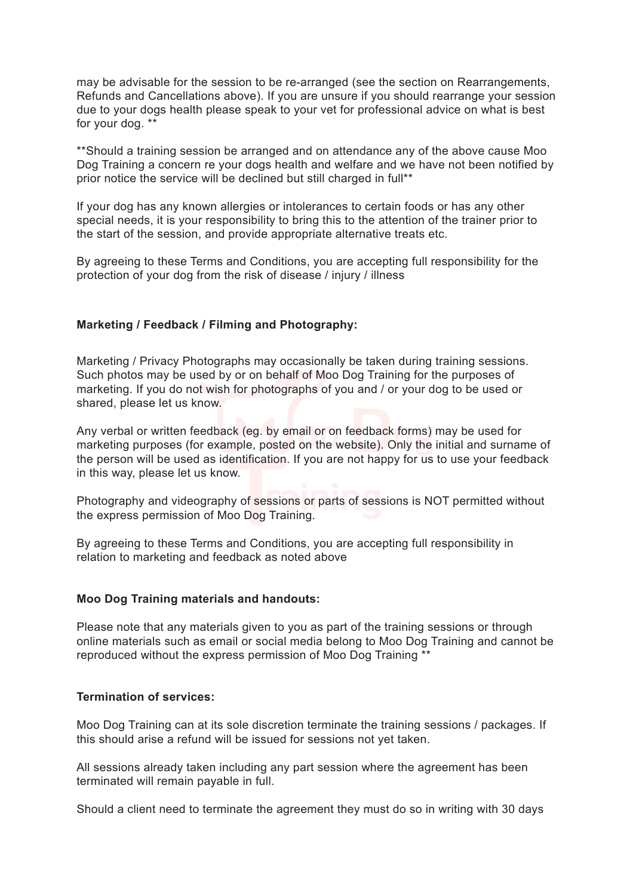may be advisable for the session to be re-arranged (see the section on Rearrangements, Refunds and Cancellations above). If you are unsure if you should rearrange your session due to your dogs health please speak to your vet for professional advice on what is best for your dog. **

**Should a training session be arranged and on attendance any of the above cause Moo Dog Training a concern re your dogs health and welfare and we have not been notified by prior notice the service will be declined but still charged in full**

If your dog has any known allergies or intolerances to certain foods or has any other special needs, it is your responsibility to bring this to the attention of the trainer prior to the start of the session, and provide appropriate alternative treats etc.

By agreeing to these Terms and Conditions, you are accepting full responsibility for the protection of your dog from the risk of disease / injury / illness

**Marketing / Feedback / Filming and Photography:**

Marketing / Privacy Photographs may occasionally be taken during training sessions. Such photos may be used by or on behalf of Moo Dog Training for the purposes of marketing. If you do not wish for photographs of you and / or your dog to be used or shared, please let us know.

Any verbal or written feedback (eg. by email or on feedback forms) may be used for marketing purposes (for example, posted on the website). Only the initial and surname of the person will be used as identification. If you are not happy for us to use your feedback in this way, please let us know.

Photography and videography of sessions or parts of sessions is NOT permitted without the express permission of Moo Dog Training.

By agreeing to these Terms and Conditions, you are accepting full responsibility in relation to marketing and feedback as noted above

**Moo Dog Training materials and handouts:**

Please note that any materials given to you as part of the training sessions or through online materials such as email or social media belong to Moo Dog Training and cannot be reproduced without the express permission of Moo Dog Training **

**Termination of services:**

Moo Dog Training can at its sole discretion terminate the training sessions / packages. If this should arise a refund will be issued for sessions not yet taken.

All sessions already taken including any part session where the agreement has been terminated will remain payable in full.

Should a client need to terminate the agreement they must do so in writing with 30 days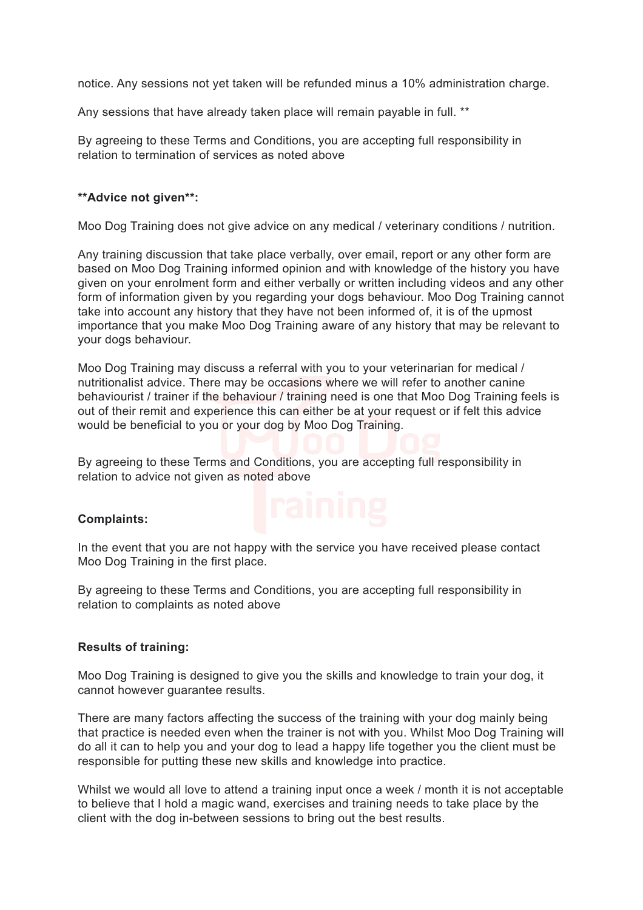notice. Any sessions not yet taken will be refunded minus a 10% administration charge.

Any sessions that have already taken place will remain payable in full. **

By agreeing to these Terms and Conditions, you are accepting full responsibility in relation to termination of services as noted above

**Advice not given**:

Moo Dog Training does not give advice on any medical / veterinary conditions / nutrition.

Any training discussion that take place verbally, over email, report or any other form are based on Moo Dog Training informed opinion and with knowledge of the history you have given on your enrolment form and either verbally or written including videos and any other form of information given by you regarding your dogs behaviour. Moo Dog Training cannot take into account any history that they have not been informed of, it is of the upmost importance that you make Moo Dog Training aware of any history that may be relevant to your dogs behaviour.

Moo Dog Training may discuss a referral with you to your veterinarian for medical / nutritionalist advice. There may be occasions where we will refer to another canine behaviourist / trainer if the behaviour / training need is one that Moo Dog Training feels is out of their remit and experience this can either be at your request or if felt this advice would be beneficial to you or your dog by Moo Dog Training.

By agreeing to these Terms and Conditions, you are accepting full responsibility in relation to advice not given as noted above

**Complaints:**

In the event that you are not happy with the service you have received please contact Moo Dog Training in the first place.

By agreeing to these Terms and Conditions, you are accepting full responsibility in relation to complaints as noted above

**Results of training:**

Moo Dog Training is designed to give you the skills and knowledge to train your dog, it cannot however guarantee results.

There are many factors affecting the success of the training with your dog mainly being that practice is needed even when the trainer is not with you. Whilst Moo Dog Training will do all it can to help you and your dog to lead a happy life together you the client must be responsible for putting these new skills and knowledge into practice.

Whilst we would all love to attend a training input once a week / month it is not acceptable to believe that I hold a magic wand, exercises and training needs to take place by the client with the dog in-between sessions to bring out the best results.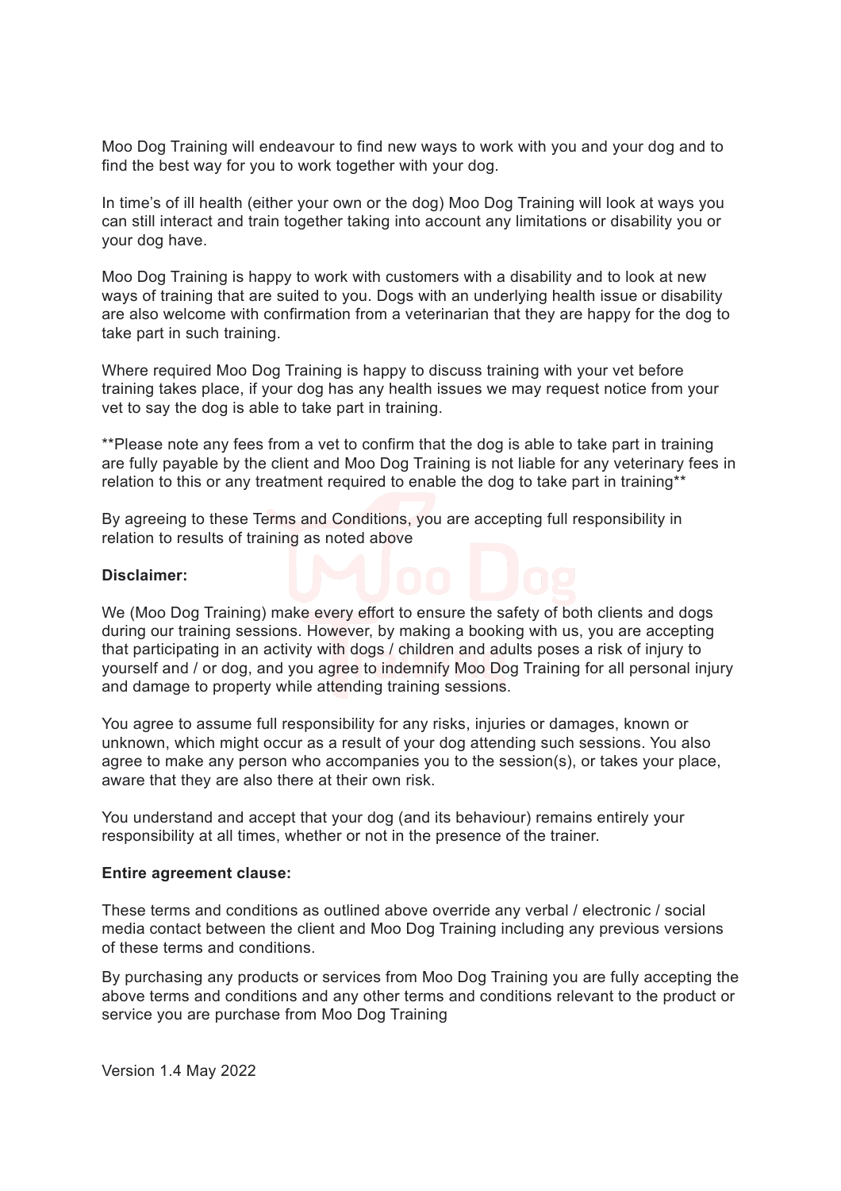Moo Dog Training will endeavour to find new ways to work with you and your dog and to find the best way for you to work together with your dog.

In time's of ill health (either your own or the dog) Moo Dog Training will look at ways you can still interact and train together taking into account any limitations or disability you or your dog have.

Moo Dog Training is happy to work with customers with a disability and to look at new ways of training that are suited to you. Dogs with an underlying health issue or disability are also welcome with confirmation from a veterinarian that they are happy for the dog to take part in such training.

Where required Moo Dog Training is happy to discuss training with your vet before training takes place, if your dog has any health issues we may request notice from your vet to say the dog is able to take part in training.

**Please note any fees from a vet to confirm that the dog is able to take part in training are fully payable by the client and Moo Dog Training is not liable for any veterinary fees in relation to this or any treatment required to enable the dog to take part in training**

By agreeing to these Terms and Conditions, you are accepting full responsibility in relation to results of training as noted above

**Disclaimer:**

We (Moo Dog Training) make every effort to ensure the safety of both clients and dogs during our training sessions. However, by making a booking with us, you are accepting that participating in an activity with dogs / children and adults poses a risk of injury to yourself and / or dog, and you agree to indemnify Moo Dog Training for all personal injury and damage to property while attending training sessions.

You agree to assume full responsibility for any risks, injuries or damages, known or unknown, which might occur as a result of your dog attending such sessions. You also agree to make any person who accompanies you to the session(s), or takes your place, aware that they are also there at their own risk.

You understand and accept that your dog (and its behaviour) remains entirely your responsibility at all times, whether or not in the presence of the trainer.

**Entire agreement clause:**

These terms and conditions as outlined above override any verbal / electronic / social media contact between the client and Moo Dog Training including any previous versions of these terms and conditions.

By purchasing any products or services from Moo Dog Training you are fully accepting the above terms and conditions and any other terms and conditions relevant to the product or service you are purchase from Moo Dog Training

Version 1.4 May 2022